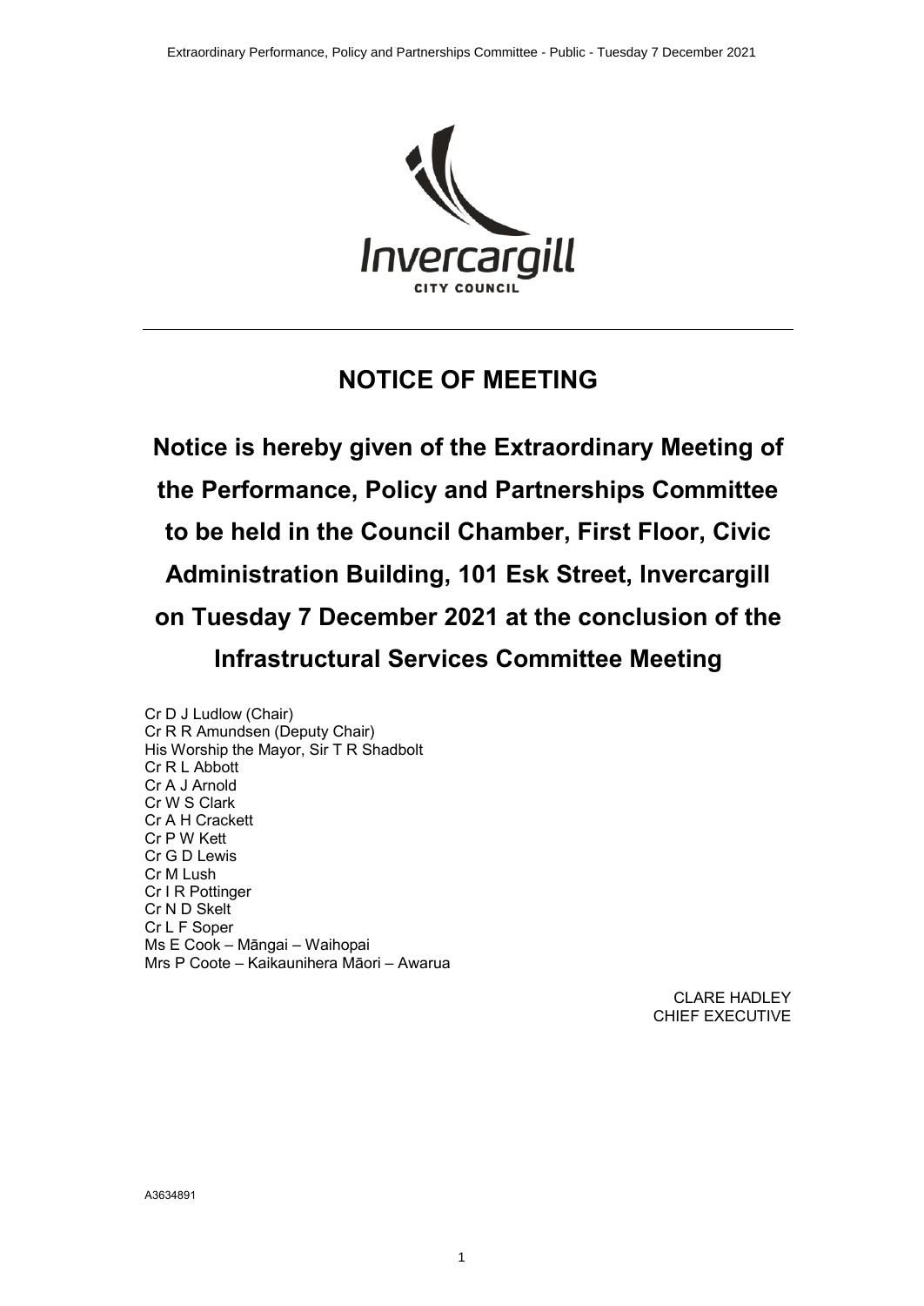# NOTICE OF MEETING

**Notice is hereby given of the Extraordinary Meeting of the Performance, Policy and Partnerships Committee to be held in the Council Chamber, First Floor, Civic Administration Building, 101 Esk Street, Invercargill on Tuesday 7 December 2021 at the conclusion of the Infrastructural Services Committee Meeting**

Cr D J Ludlow (Chair)
Cr R R Amundsen (Deputy Chair)
His Worship the Mayor, Sir T R Shadbolt
Cr R L Abbott
Cr A J Arnold
Cr W S Clark
Cr A H Crackett
Cr P W Kett
Cr G D Lewis
Cr M Lush
Cr I R Pottinger
Cr N D Skelt
Cr L F Soper
Ms E Cook – Māngai – Waihopai
Mrs P Coote – Kaikaunihera Māori – Awarua

CLARE HADLEY
CHIEF EXECUTIVE

A3634891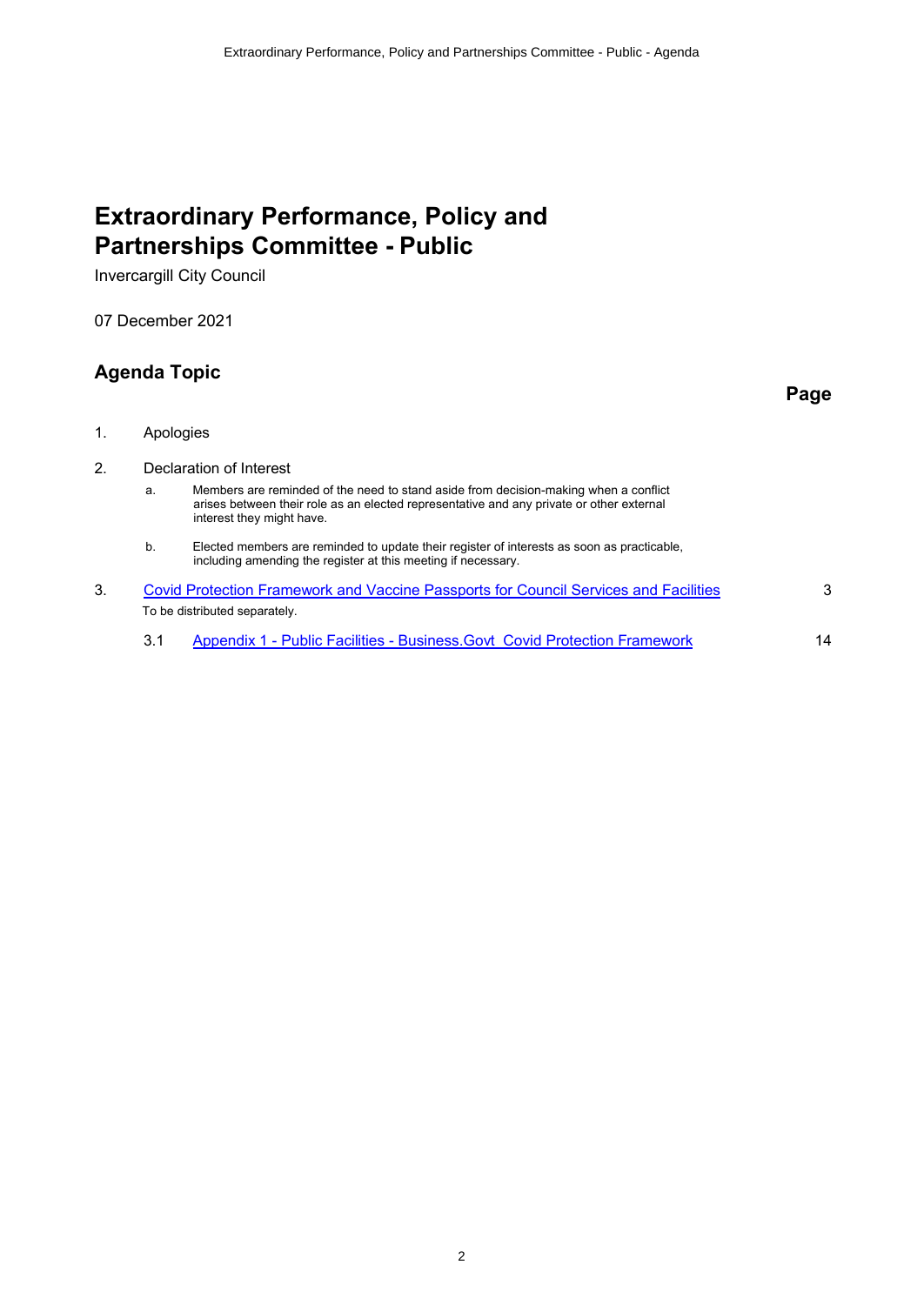# Extraordinary Performance, Policy and Partnerships Committee - Public

Invercargill City Council

07 December 2021

## Agenda Topic

| | Agenda Topic | Page |
|---|---|---|
| 1. | Apologies | |
| 2. | Declaration of Interest | |
| | a. Members are reminded of the need to stand aside from decision-making when a conflict arises between their role as an elected representative and any private or other external interest they might have. | |
| | b. Elected members are reminded to update their register of interests as soon as practicable, including amending the register at this meeting if necessary. | |
| 3. | Covid Protection Framework and Vaccine Passports for Council Services and Facilities<br>To be distributed separately. | 3 |
| | 3.1 Appendix 1 - Public Facilities - Business.Govt Covid Protection Framework | 14 |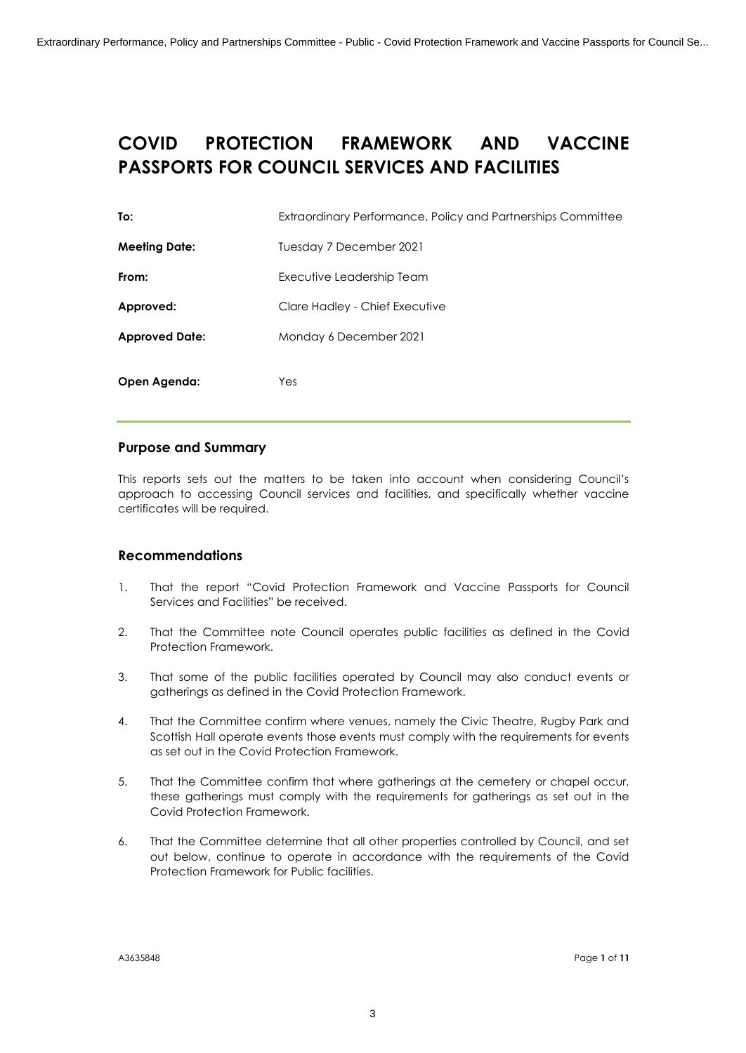# COVID PROTECTION FRAMEWORK AND VACCINE PASSPORTS FOR COUNCIL SERVICES AND FACILITIES

| | |
|---|---|
| **To:** | Extraordinary Performance, Policy and Partnerships Committee |
| **Meeting Date:** | Tuesday 7 December 2021 |
| **From:** | Executive Leadership Team |
| **Approved:** | Clare Hadley - Chief Executive |
| **Approved Date:** | Monday 6 December 2021 |
| **Open Agenda:** | Yes |

## Purpose and Summary

This reports sets out the matters to be taken into account when considering Council's approach to accessing Council services and facilities, and specifically whether vaccine certificates will be required.

## Recommendations

1. That the report "Covid Protection Framework and Vaccine Passports for Council Services and Facilities" be received.
2. That the Committee note Council operates public facilities as defined in the Covid Protection Framework.
3. That some of the public facilities operated by Council may also conduct events or gatherings as defined in the Covid Protection Framework.
4. That the Committee confirm where venues, namely the Civic Theatre, Rugby Park and Scottish Hall operate events those events must comply with the requirements for events as set out in the Covid Protection Framework.
5. That the Committee confirm that where gatherings at the cemetery or chapel occur, these gatherings must comply with the requirements for gatherings as set out in the Covid Protection Framework.
6. That the Committee determine that all other properties controlled by Council, and set out below, continue to operate in accordance with the requirements of the Covid Protection Framework for Public facilities.

A3635848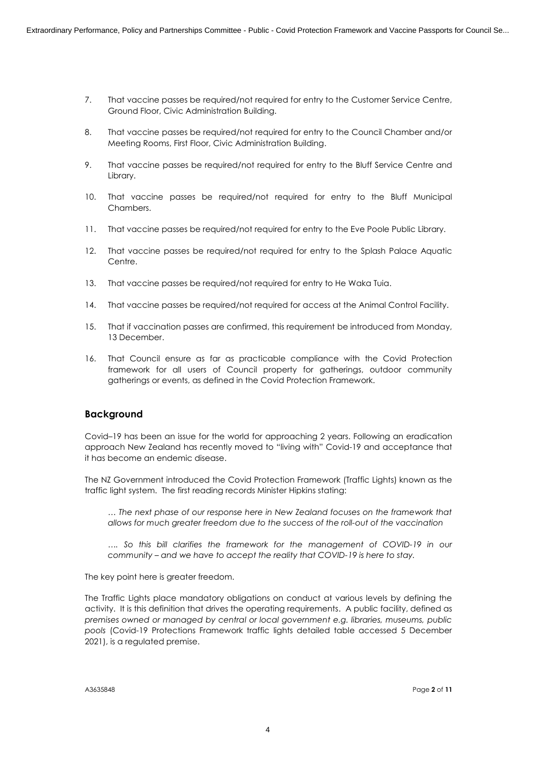7. That vaccine passes be required/not required for entry to the Customer Service Centre, Ground Floor, Civic Administration Building.

8. That vaccine passes be required/not required for entry to the Council Chamber and/or Meeting Rooms, First Floor, Civic Administration Building.

9. That vaccine passes be required/not required for entry to the Bluff Service Centre and Library.

10. That vaccine passes be required/not required for entry to the Bluff Municipal Chambers.

11. That vaccine passes be required/not required for entry to the Eve Poole Public Library.

12. That vaccine passes be required/not required for entry to the Splash Palace Aquatic Centre.

13. That vaccine passes be required/not required for entry to He Waka Tuia.

14. That vaccine passes be required/not required for access at the Animal Control Facility.

15. That if vaccination passes are confirmed, this requirement be introduced from Monday, 13 December.

16. That Council ensure as far as practicable compliance with the Covid Protection framework for all users of Council property for gatherings, outdoor community gatherings or events, as defined in the Covid Protection Framework.

## Background

Covid–19 has been an issue for the world for approaching 2 years. Following an eradication approach New Zealand has recently moved to "living with" Covid-19 and acceptance that it has become an endemic disease.

The NZ Government introduced the Covid Protection Framework (Traffic Lights) known as the traffic light system. The first reading records Minister Hipkins stating:

> *… The next phase of our response here in New Zealand focuses on the framework that allows for much greater freedom due to the success of the roll-out of the vaccination*
>
> *…. So this bill clarifies the framework for the management of COVID-19 in our community – and we have to accept the reality that COVID-19 is here to stay.*

The key point here is greater freedom.

The Traffic Lights place mandatory obligations on conduct at various levels by defining the activity. It is this definition that drives the operating requirements. A public facility, defined as *premises owned or managed by central or local government e.g. libraries, museums, public pools* (Covid-19 Protections Framework traffic lights detailed table accessed 5 December 2021), is a regulated premise.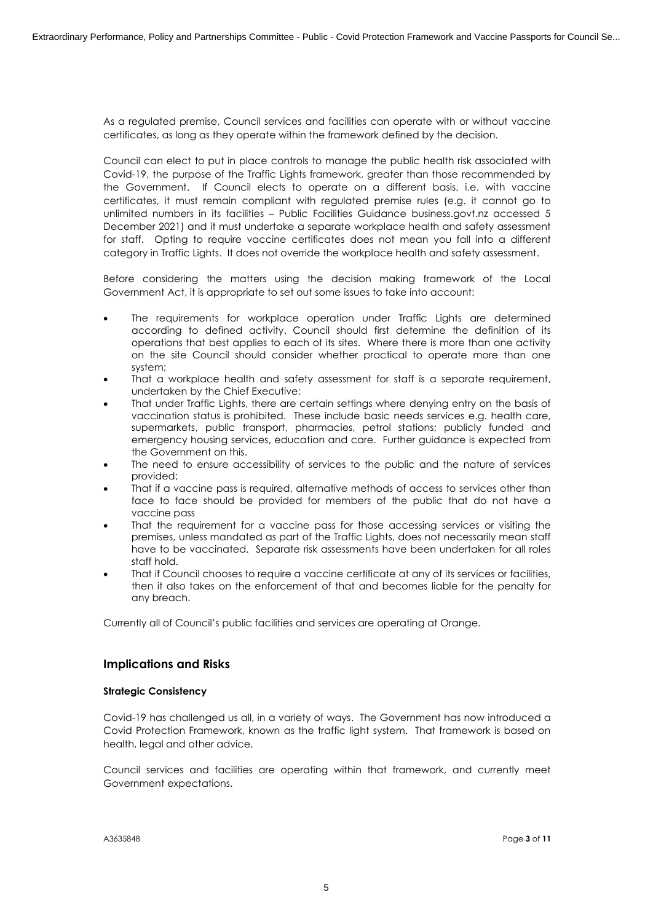As a regulated premise, Council services and facilities can operate with or without vaccine certificates, as long as they operate within the framework defined by the decision.

Council can elect to put in place controls to manage the public health risk associated with Covid-19, the purpose of the Traffic Lights framework, greater than those recommended by the Government. If Council elects to operate on a different basis, i.e. with vaccine certificates, it must remain compliant with regulated premise rules (e.g. it cannot go to unlimited numbers in its facilities – Public Facilities Guidance business.govt.nz accessed 5 December 2021) and it must undertake a separate workplace health and safety assessment for staff. Opting to require vaccine certificates does not mean you fall into a different category in Traffic Lights. It does not override the workplace health and safety assessment.

Before considering the matters using the decision making framework of the Local Government Act, it is appropriate to set out some issues to take into account:

- The requirements for workplace operation under Traffic Lights are determined according to defined activity. Council should first determine the definition of its operations that best applies to each of its sites. Where there is more than one activity on the site Council should consider whether practical to operate more than one system;
- That a workplace health and safety assessment for staff is a separate requirement, undertaken by the Chief Executive;
- That under Traffic Lights, there are certain settings where denying entry on the basis of vaccination status is prohibited. These include basic needs services e.g. health care, supermarkets, public transport, pharmacies, petrol stations; publicly funded and emergency housing services, education and care. Further guidance is expected from the Government on this.
- The need to ensure accessibility of services to the public and the nature of services provided;
- That if a vaccine pass is required, alternative methods of access to services other than face to face should be provided for members of the public that do not have a vaccine pass
- That the requirement for a vaccine pass for those accessing services or visiting the premises, unless mandated as part of the Traffic Lights, does not necessarily mean staff have to be vaccinated. Separate risk assessments have been undertaken for all roles staff hold.
- That if Council chooses to require a vaccine certificate at any of its services or facilities, then it also takes on the enforcement of that and becomes liable for the penalty for any breach.

Currently all of Council's public facilities and services are operating at Orange.

## Implications and Risks

### Strategic Consistency

Covid-19 has challenged us all, in a variety of ways. The Government has now introduced a Covid Protection Framework, known as the traffic light system. That framework is based on health, legal and other advice.

Council services and facilities are operating within that framework, and currently meet Government expectations.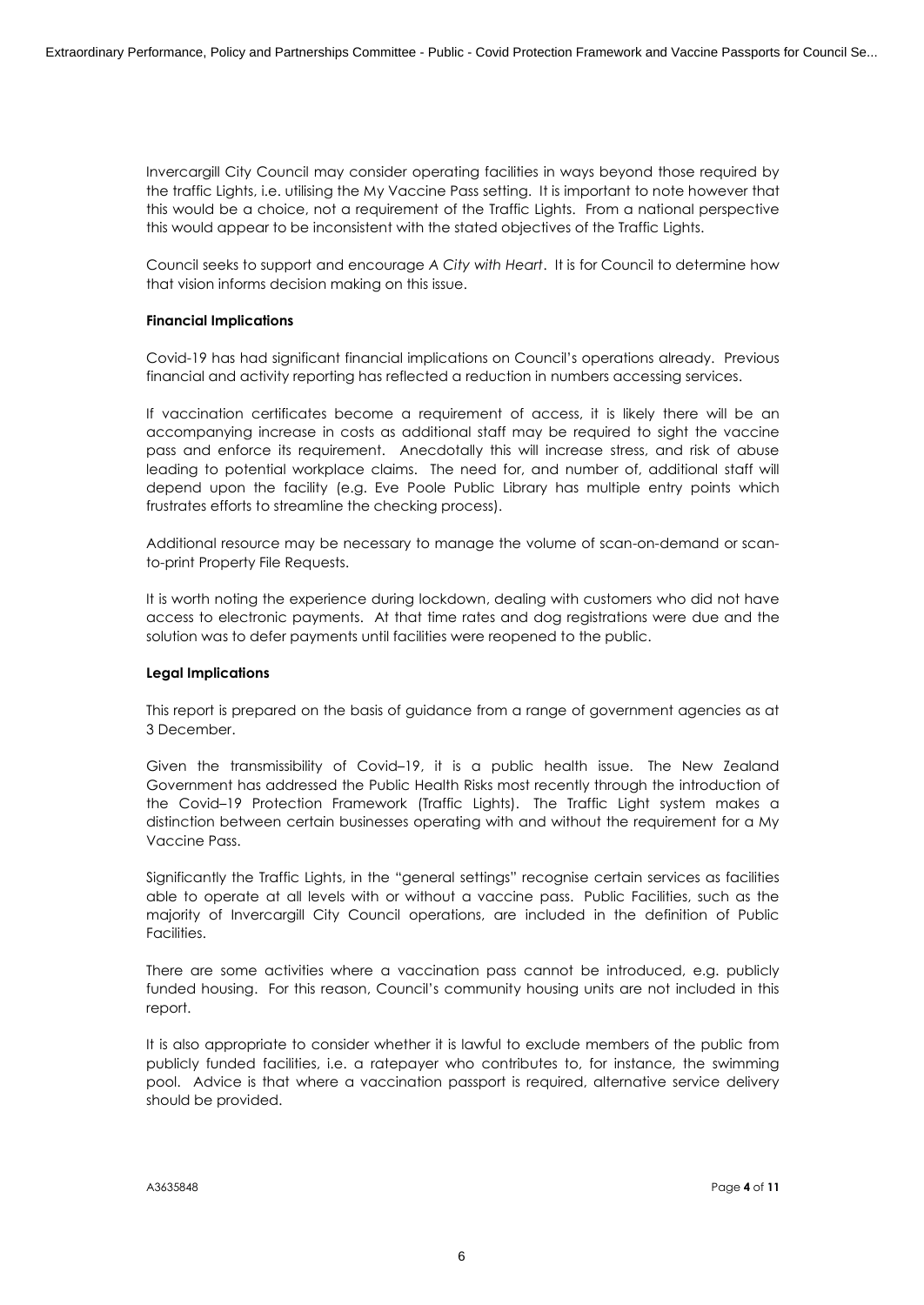Invercargill City Council may consider operating facilities in ways beyond those required by the traffic Lights, i.e. utilising the My Vaccine Pass setting. It is important to note however that this would be a choice, not a requirement of the Traffic Lights. From a national perspective this would appear to be inconsistent with the stated objectives of the Traffic Lights.

Council seeks to support and encourage *A City with Heart*. It is for Council to determine how that vision informs decision making on this issue.

**Financial Implications**

Covid-19 has had significant financial implications on Council's operations already. Previous financial and activity reporting has reflected a reduction in numbers accessing services.

If vaccination certificates become a requirement of access, it is likely there will be an accompanying increase in costs as additional staff may be required to sight the vaccine pass and enforce its requirement. Anecdotally this will increase stress, and risk of abuse leading to potential workplace claims. The need for, and number of, additional staff will depend upon the facility (e.g. Eve Poole Public Library has multiple entry points which frustrates efforts to streamline the checking process).

Additional resource may be necessary to manage the volume of scan-on-demand or scan-to-print Property File Requests.

It is worth noting the experience during lockdown, dealing with customers who did not have access to electronic payments. At that time rates and dog registrations were due and the solution was to defer payments until facilities were reopened to the public.

**Legal Implications**

This report is prepared on the basis of guidance from a range of government agencies as at 3 December.

Given the transmissibility of Covid–19, it is a public health issue. The New Zealand Government has addressed the Public Health Risks most recently through the introduction of the Covid–19 Protection Framework (Traffic Lights). The Traffic Light system makes a distinction between certain businesses operating with and without the requirement for a My Vaccine Pass.

Significantly the Traffic Lights, in the "general settings" recognise certain services as facilities able to operate at all levels with or without a vaccine pass. Public Facilities, such as the majority of Invercargill City Council operations, are included in the definition of Public Facilities.

There are some activities where a vaccination pass cannot be introduced, e.g. publicly funded housing. For this reason, Council's community housing units are not included in this report.

It is also appropriate to consider whether it is lawful to exclude members of the public from publicly funded facilities, i.e. a ratepayer who contributes to, for instance, the swimming pool. Advice is that where a vaccination passport is required, alternative service delivery should be provided.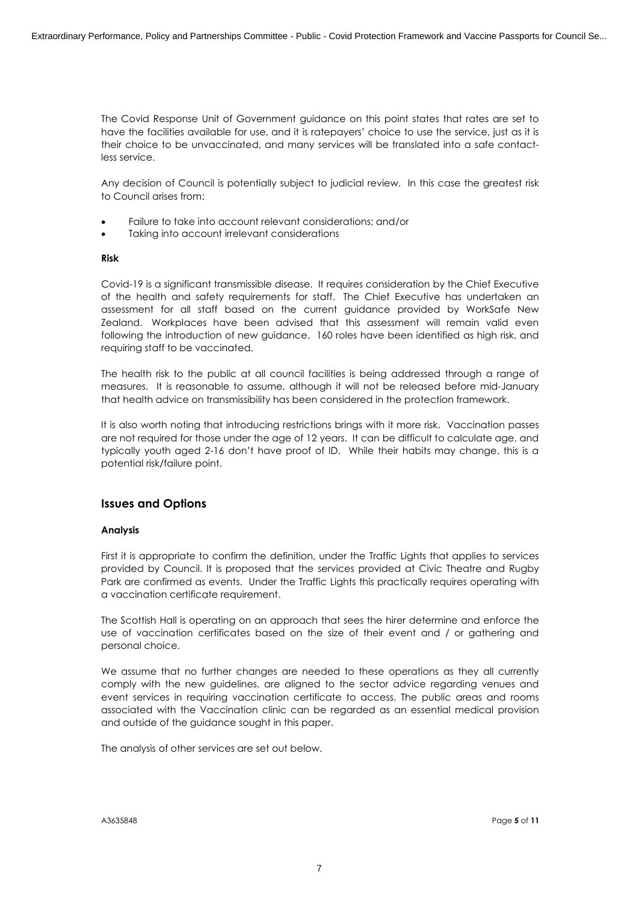The Covid Response Unit of Government guidance on this point states that rates are set to have the facilities available for use, and it is ratepayers' choice to use the service, just as it is their choice to be unvaccinated, and many services will be translated into a safe contact-less service.

Any decision of Council is potentially subject to judicial review. In this case the greatest risk to Council arises from:

- Failure to take into account relevant considerations; and/or
- Taking into account irrelevant considerations

**Risk**

Covid-19 is a significant transmissible disease. It requires consideration by the Chief Executive of the health and safety requirements for staff. The Chief Executive has undertaken an assessment for all staff based on the current guidance provided by WorkSafe New Zealand. Workplaces have been advised that this assessment will remain valid even following the introduction of new guidance. 160 roles have been identified as high risk, and requiring staff to be vaccinated.

The health risk to the public at all council facilities is being addressed through a range of measures. It is reasonable to assume, although it will not be released before mid-January that health advice on transmissibility has been considered in the protection framework.

It is also worth noting that introducing restrictions brings with it more risk. Vaccination passes are not required for those under the age of 12 years. It can be difficult to calculate age, and typically youth aged 2-16 don't have proof of ID. While their habits may change, this is a potential risk/failure point.

## Issues and Options

**Analysis**

First it is appropriate to confirm the definition, under the Traffic Lights that applies to services provided by Council. It is proposed that the services provided at Civic Theatre and Rugby Park are confirmed as events. Under the Traffic Lights this practically requires operating with a vaccination certificate requirement.

The Scottish Hall is operating on an approach that sees the hirer determine and enforce the use of vaccination certificates based on the size of their event and / or gathering and personal choice.

We assume that no further changes are needed to these operations as they all currently comply with the new guidelines, are aligned to the sector advice regarding venues and event services in requiring vaccination certificate to access. The public areas and rooms associated with the Vaccination clinic can be regarded as an essential medical provision and outside of the guidance sought in this paper.

The analysis of other services are set out below.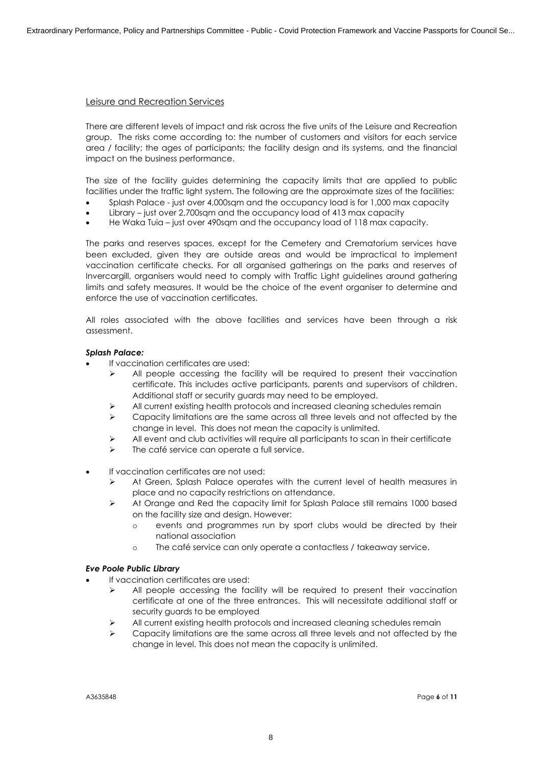## Leisure and Recreation Services

There are different levels of impact and risk across the five units of the Leisure and Recreation group. The risks come according to: the number of customers and visitors for each service area / facility; the ages of participants; the facility design and its systems, and the financial impact on the business performance.

The size of the facility guides determining the capacity limits that are applied to public facilities under the traffic light system. The following are the approximate sizes of the facilities:

- Splash Palace - just over 4,000sqm and the occupancy load is for 1,000 max capacity
- Library – just over 2,700sqm and the occupancy load of 413 max capacity
- He Waka Tuia – just over 490sqm and the occupancy load of 118 max capacity.

The parks and reserves spaces, except for the Cemetery and Crematorium services have been excluded, given they are outside areas and would be impractical to implement vaccination certificate checks. For all organised gatherings on the parks and reserves of Invercargill, organisers would need to comply with Traffic Light guidelines around gathering limits and safety measures. It would be the choice of the event organiser to determine and enforce the use of vaccination certificates.

All roles associated with the above facilities and services have been through a risk assessment.

***Splash Palace:***

- If vaccination certificates are used:
  - All people accessing the facility will be required to present their vaccination certificate. This includes active participants, parents and supervisors of children. Additional staff or security guards may need to be employed.
  - All current existing health protocols and increased cleaning schedules remain
  - Capacity limitations are the same across all three levels and not affected by the change in level. This does not mean the capacity is unlimited.
  - All event and club activities will require all participants to scan in their certificate
  - The café service can operate a full service.
- If vaccination certificates are not used:
  - At Green, Splash Palace operates with the current level of health measures in place and no capacity restrictions on attendance.
  - At Orange and Red the capacity limit for Splash Palace still remains 1000 based on the facility size and design. However:
    - events and programmes run by sport clubs would be directed by their national association
    - The café service can only operate a contactless / takeaway service.

***Eve Poole Public Library***

- If vaccination certificates are used:
  - All people accessing the facility will be required to present their vaccination certificate at one of the three entrances. This will necessitate additional staff or security guards to be employed
  - All current existing health protocols and increased cleaning schedules remain
  - Capacity limitations are the same across all three levels and not affected by the change in level. This does not mean the capacity is unlimited.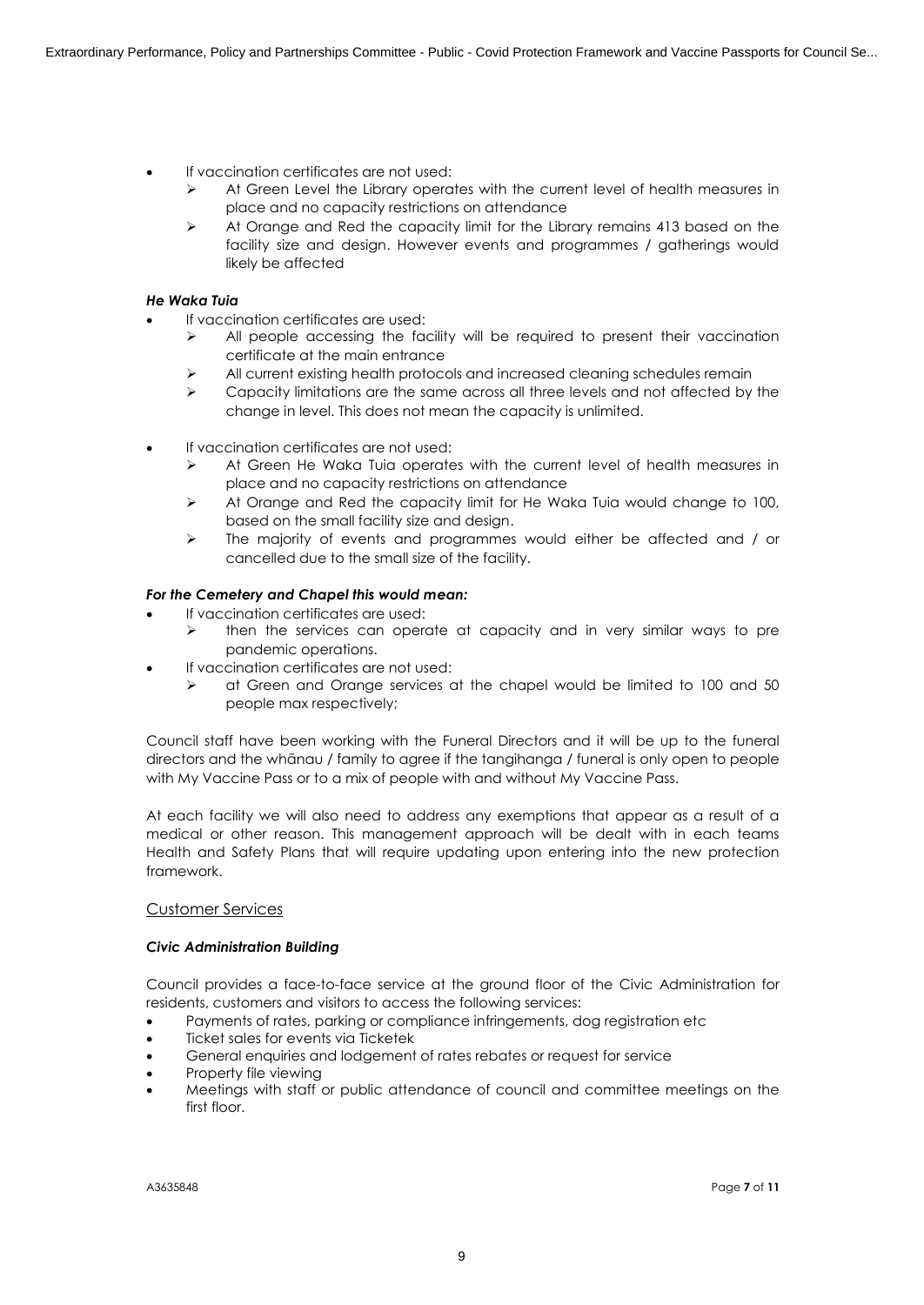- If vaccination certificates are not used:
  - At Green Level the Library operates with the current level of health measures in place and no capacity restrictions on attendance
  - At Orange and Red the capacity limit for the Library remains 413 based on the facility size and design. However events and programmes / gatherings would likely be affected

***He Waka Tuia***

- If vaccination certificates are used:
  - All people accessing the facility will be required to present their vaccination certificate at the main entrance
  - All current existing health protocols and increased cleaning schedules remain
  - Capacity limitations are the same across all three levels and not affected by the change in level. This does not mean the capacity is unlimited.
- If vaccination certificates are not used:
  - At Green He Waka Tuia operates with the current level of health measures in place and no capacity restrictions on attendance
  - At Orange and Red the capacity limit for He Waka Tuia would change to 100, based on the small facility size and design.
  - The majority of events and programmes would either be affected and / or cancelled due to the small size of the facility.

***For the Cemetery and Chapel this would mean:***

- If vaccination certificates are used:
  - then the services can operate at capacity and in very similar ways to pre pandemic operations.
- If vaccination certificates are not used:
  - at Green and Orange services at the chapel would be limited to 100 and 50 people max respectively;

Council staff have been working with the Funeral Directors and it will be up to the funeral directors and the whānau / family to agree if the tangihanga / funeral is only open to people with My Vaccine Pass or to a mix of people with and without My Vaccine Pass.

At each facility we will also need to address any exemptions that appear as a result of a medical or other reason. This management approach will be dealt with in each teams Health and Safety Plans that will require updating upon entering into the new protection framework.

## Customer Services

***Civic Administration Building***

Council provides a face-to-face service at the ground floor of the Civic Administration for residents, customers and visitors to access the following services:

- Payments of rates, parking or compliance infringements, dog registration etc
- Ticket sales for events via Ticketek
- General enquiries and lodgement of rates rebates or request for service
- Property file viewing
- Meetings with staff or public attendance of council and committee meetings on the first floor.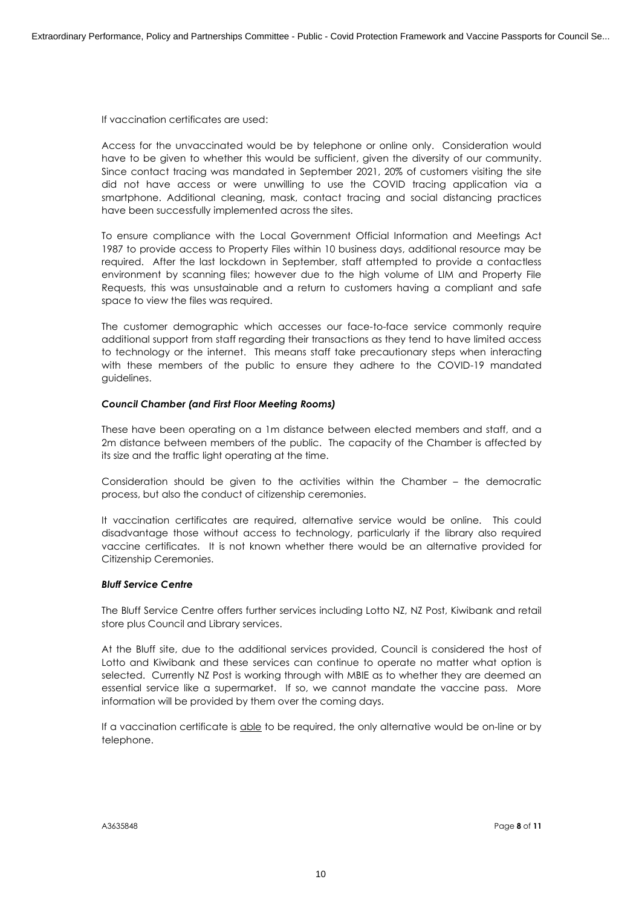If vaccination certificates are used:

Access for the unvaccinated would be by telephone or online only. Consideration would have to be given to whether this would be sufficient, given the diversity of our community. Since contact tracing was mandated in September 2021, 20% of customers visiting the site did not have access or were unwilling to use the COVID tracing application via a smartphone. Additional cleaning, mask, contact tracing and social distancing practices have been successfully implemented across the sites.

To ensure compliance with the Local Government Official Information and Meetings Act 1987 to provide access to Property Files within 10 business days, additional resource may be required. After the last lockdown in September, staff attempted to provide a contactless environment by scanning files; however due to the high volume of LIM and Property File Requests, this was unsustainable and a return to customers having a compliant and safe space to view the files was required.

The customer demographic which accesses our face-to-face service commonly require additional support from staff regarding their transactions as they tend to have limited access to technology or the internet. This means staff take precautionary steps when interacting with these members of the public to ensure they adhere to the COVID-19 mandated guidelines.

***Council Chamber (and First Floor Meeting Rooms)***

These have been operating on a 1m distance between elected members and staff, and a 2m distance between members of the public. The capacity of the Chamber is affected by its size and the traffic light operating at the time.

Consideration should be given to the activities within the Chamber – the democratic process, but also the conduct of citizenship ceremonies.

It vaccination certificates are required, alternative service would be online. This could disadvantage those without access to technology, particularly if the library also required vaccine certificates. It is not known whether there would be an alternative provided for Citizenship Ceremonies.

***Bluff Service Centre***

The Bluff Service Centre offers further services including Lotto NZ, NZ Post, Kiwibank and retail store plus Council and Library services.

At the Bluff site, due to the additional services provided, Council is considered the host of Lotto and Kiwibank and these services can continue to operate no matter what option is selected. Currently NZ Post is working through with MBIE as to whether they are deemed an essential service like a supermarket. If so, we cannot mandate the vaccine pass. More information will be provided by them over the coming days.

If a vaccination certificate is <u>able</u> to be required, the only alternative would be on-line or by telephone.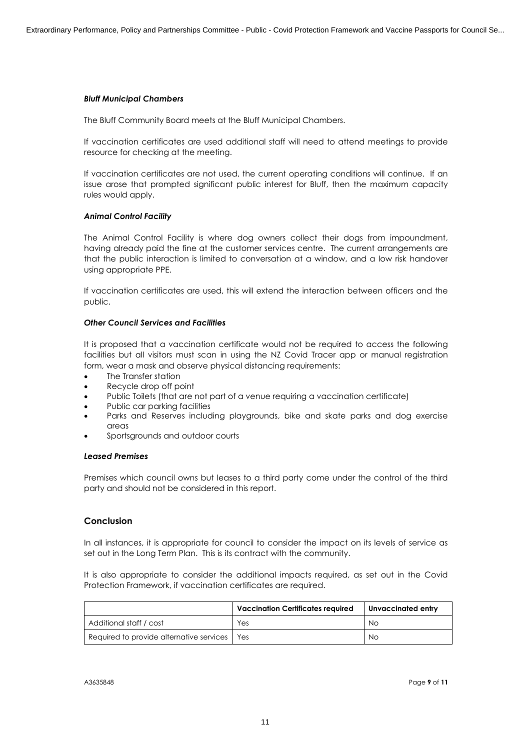### *Bluff Municipal Chambers*

The Bluff Community Board meets at the Bluff Municipal Chambers.

If vaccination certificates are used additional staff will need to attend meetings to provide resource for checking at the meeting.

If vaccination certificates are not used, the current operating conditions will continue. If an issue arose that prompted significant public interest for Bluff, then the maximum capacity rules would apply.

### *Animal Control Facility*

The Animal Control Facility is where dog owners collect their dogs from impoundment, having already paid the fine at the customer services centre. The current arrangements are that the public interaction is limited to conversation at a window, and a low risk handover using appropriate PPE.

If vaccination certificates are used, this will extend the interaction between officers and the public.

### *Other Council Services and Facilities*

It is proposed that a vaccination certificate would not be required to access the following facilities but all visitors must scan in using the NZ Covid Tracer app or manual registration form, wear a mask and observe physical distancing requirements:

- The Transfer station
- Recycle drop off point
- Public Toilets (that are not part of a venue requiring a vaccination certificate)
- Public car parking facilities
- Parks and Reserves including playgrounds, bike and skate parks and dog exercise areas
- Sportsgrounds and outdoor courts

### *Leased Premises*

Premises which council owns but leases to a third party come under the control of the third party and should not be considered in this report.

## Conclusion

In all instances, it is appropriate for council to consider the impact on its levels of service as set out in the Long Term Plan. This is its contract with the community.

It is also appropriate to consider the additional impacts required, as set out in the Covid Protection Framework, if vaccination certificates are required.

| | **Vaccination Certificates required** | **Unvaccinated entry** |
|---|---|---|
| Additional staff / cost | Yes | No |
| Required to provide alternative services | Yes | No |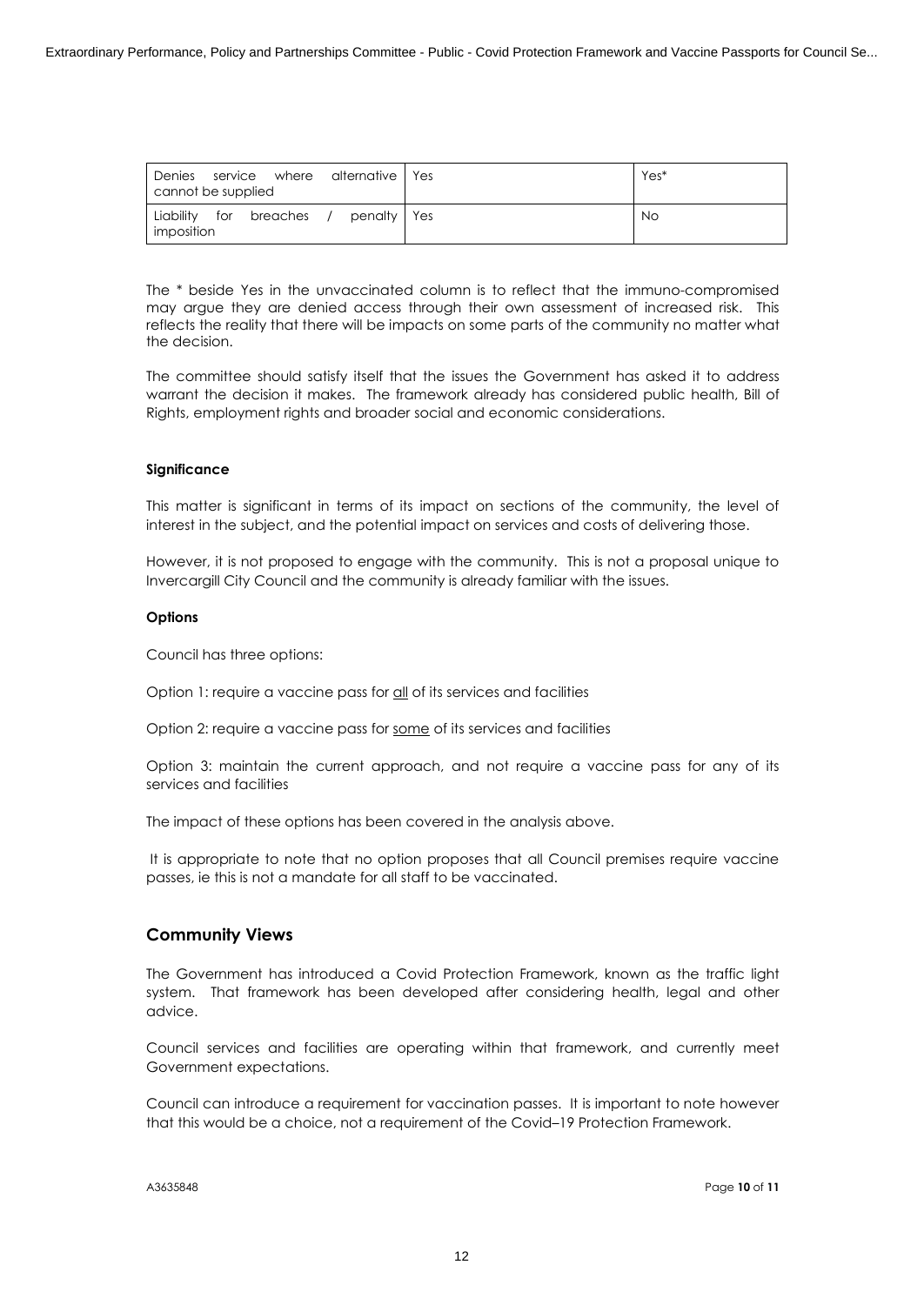| Denies service where alternative cannot be supplied | Yes | Yes* |
| --- | --- | --- |
| Liability for breaches / penalty imposition | Yes | No |

The * beside Yes in the unvaccinated column is to reflect that the immuno-compromised may argue they are denied access through their own assessment of increased risk. This reflects the reality that there will be impacts on some parts of the community no matter what the decision.

The committee should satisfy itself that the issues the Government has asked it to address warrant the decision it makes. The framework already has considered public health, Bill of Rights, employment rights and broader social and economic considerations.

**Significance**

This matter is significant in terms of its impact on sections of the community, the level of interest in the subject, and the potential impact on services and costs of delivering those.

However, it is not proposed to engage with the community. This is not a proposal unique to Invercargill City Council and the community is already familiar with the issues.

**Options**

Council has three options:

Option 1: require a vaccine pass for <u>all</u> of its services and facilities

Option 2: require a vaccine pass for <u>some</u> of its services and facilities

Option 3: maintain the current approach, and not require a vaccine pass for any of its services and facilities

The impact of these options has been covered in the analysis above.

It is appropriate to note that no option proposes that all Council premises require vaccine passes, ie this is not a mandate for all staff to be vaccinated.

## Community Views

The Government has introduced a Covid Protection Framework, known as the traffic light system. That framework has been developed after considering health, legal and other advice.

Council services and facilities are operating within that framework, and currently meet Government expectations.

Council can introduce a requirement for vaccination passes. It is important to note however that this would be a choice, not a requirement of the Covid–19 Protection Framework.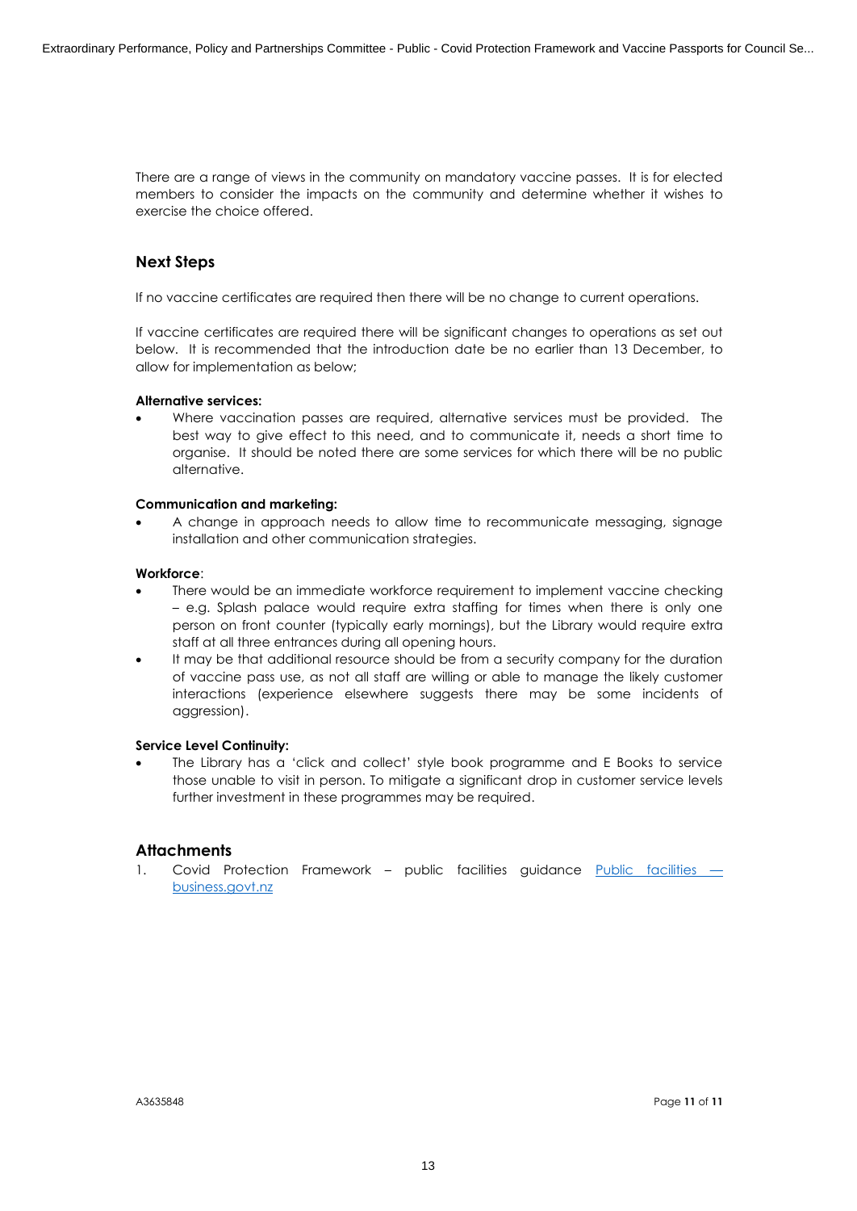There are a range of views in the community on mandatory vaccine passes. It is for elected members to consider the impacts on the community and determine whether it wishes to exercise the choice offered.

## Next Steps

If no vaccine certificates are required then there will be no change to current operations.

If vaccine certificates are required there will be significant changes to operations as set out below. It is recommended that the introduction date be no earlier than 13 December, to allow for implementation as below;

**Alternative services:**

- Where vaccination passes are required, alternative services must be provided. The best way to give effect to this need, and to communicate it, needs a short time to organise. It should be noted there are some services for which there will be no public alternative.

**Communication and marketing:**

- A change in approach needs to allow time to recommunicate messaging, signage installation and other communication strategies.

**Workforce**:

- There would be an immediate workforce requirement to implement vaccine checking – e.g. Splash palace would require extra staffing for times when there is only one person on front counter (typically early mornings), but the Library would require extra staff at all three entrances during all opening hours.
- It may be that additional resource should be from a security company for the duration of vaccine pass use, as not all staff are willing or able to manage the likely customer interactions (experience elsewhere suggests there may be some incidents of aggression).

**Service Level Continuity:**

- The Library has a 'click and collect' style book programme and E Books to service those unable to visit in person. To mitigate a significant drop in customer service levels further investment in these programmes may be required.

## Attachments

1. Covid Protection Framework – public facilities guidance [Public facilities — business.govt.nz]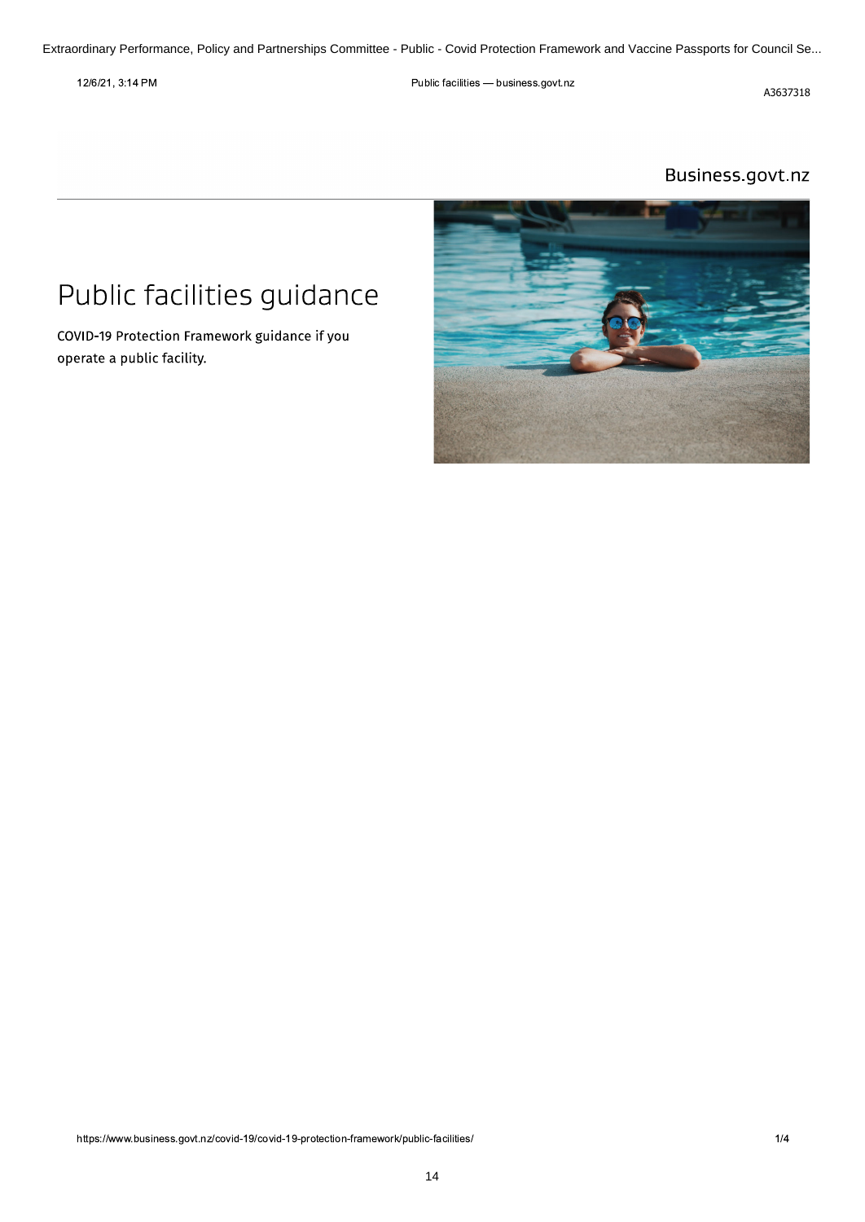Business.govt.nz

# Public facilities guidance

COVID-19 Protection Framework guidance if you operate a public facility.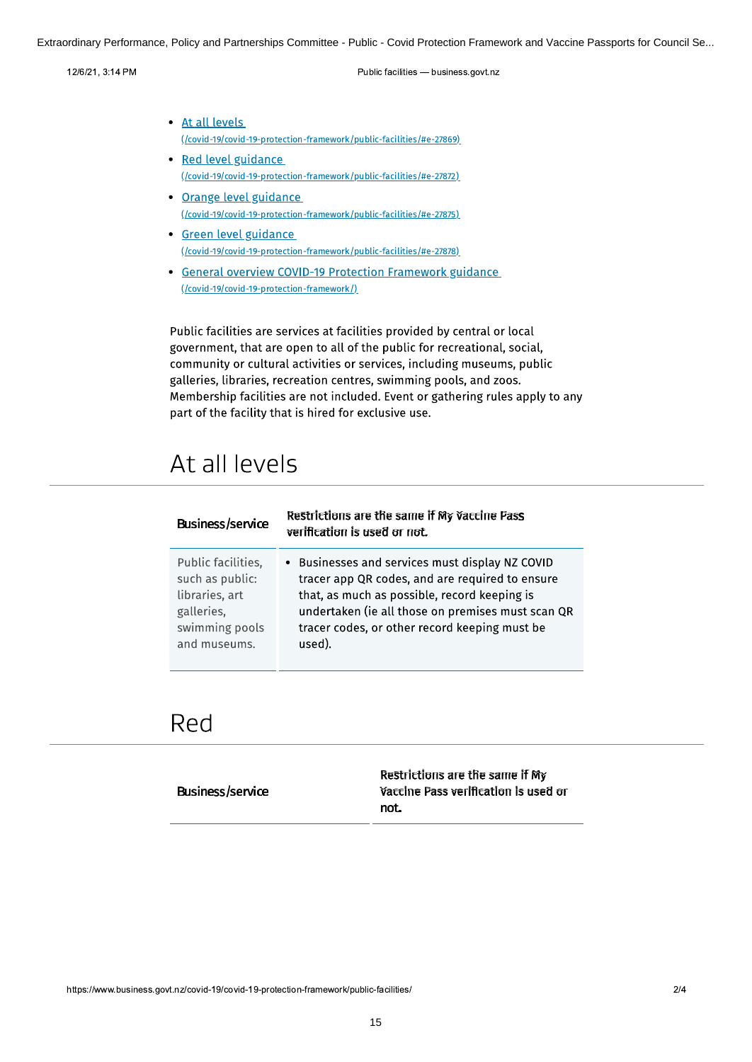- [At all levels (/covid-19/covid-19-protection-framework/public-facilities/#e-27869)](/covid-19/covid-19-protection-framework/public-facilities/#e-27869)
- [Red level guidance (/covid-19/covid-19-protection-framework/public-facilities/#e-27872)](/covid-19/covid-19-protection-framework/public-facilities/#e-27872)
- [Orange level guidance (/covid-19/covid-19-protection-framework/public-facilities/#e-27875)](/covid-19/covid-19-protection-framework/public-facilities/#e-27875)
- [Green level guidance (/covid-19/covid-19-protection-framework/public-facilities/#e-27878)](/covid-19/covid-19-protection-framework/public-facilities/#e-27878)
- [General overview COVID-19 Protection Framework guidance (/covid-19/covid-19-protection-framework/)](/covid-19/covid-19-protection-framework/)

Public facilities are services at facilities provided by central or local government, that are open to all of the public for recreational, social, community or cultural activities or services, including museums, public galleries, libraries, recreation centres, swimming pools, and zoos. Membership facilities are not included. Event or gathering rules apply to any part of the facility that is hired for exclusive use.

# At all levels

| Business/service | Restrictions are the same if My Vaccine Pass verification is used or not. |
|---|---|
| Public facilities, such as public: libraries, art galleries, swimming pools and museums. | • Businesses and services must display NZ COVID tracer app QR codes, and are required to ensure that, as much as possible, record keeping is undertaken (ie all those on premises must scan QR tracer codes, or other record keeping must be used). |

# Red

| Business/service | Restrictions are the same if My Vaccine Pass verification is used or not. |
|---|---|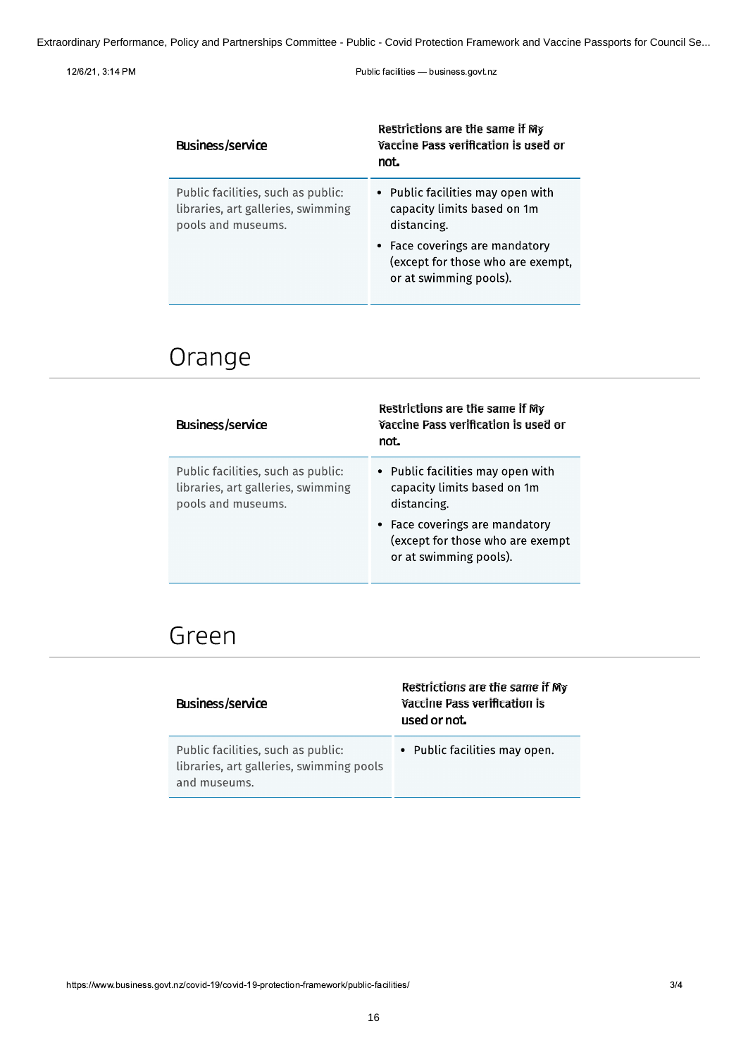| Business/service | Restrictions are the same if My Vaccine Pass verification is used or not. |
|---|---|
| Public facilities, such as public: libraries, art galleries, swimming pools and museums. | • Public facilities may open with capacity limits based on 1m distancing.<br>• Face coverings are mandatory (except for those who are exempt, or at swimming pools). |

## Orange

| Business/service | Restrictions are the same if My Vaccine Pass verification is used or not. |
|---|---|
| Public facilities, such as public: libraries, art galleries, swimming pools and museums. | • Public facilities may open with capacity limits based on 1m distancing.<br>• Face coverings are mandatory (except for those who are exempt or at swimming pools). |

## Green

| Business/service | Restrictions are the same if My Vaccine Pass verification is used or not. |
|---|---|
| Public facilities, such as public: libraries, art galleries, swimming pools and museums. | • Public facilities may open. |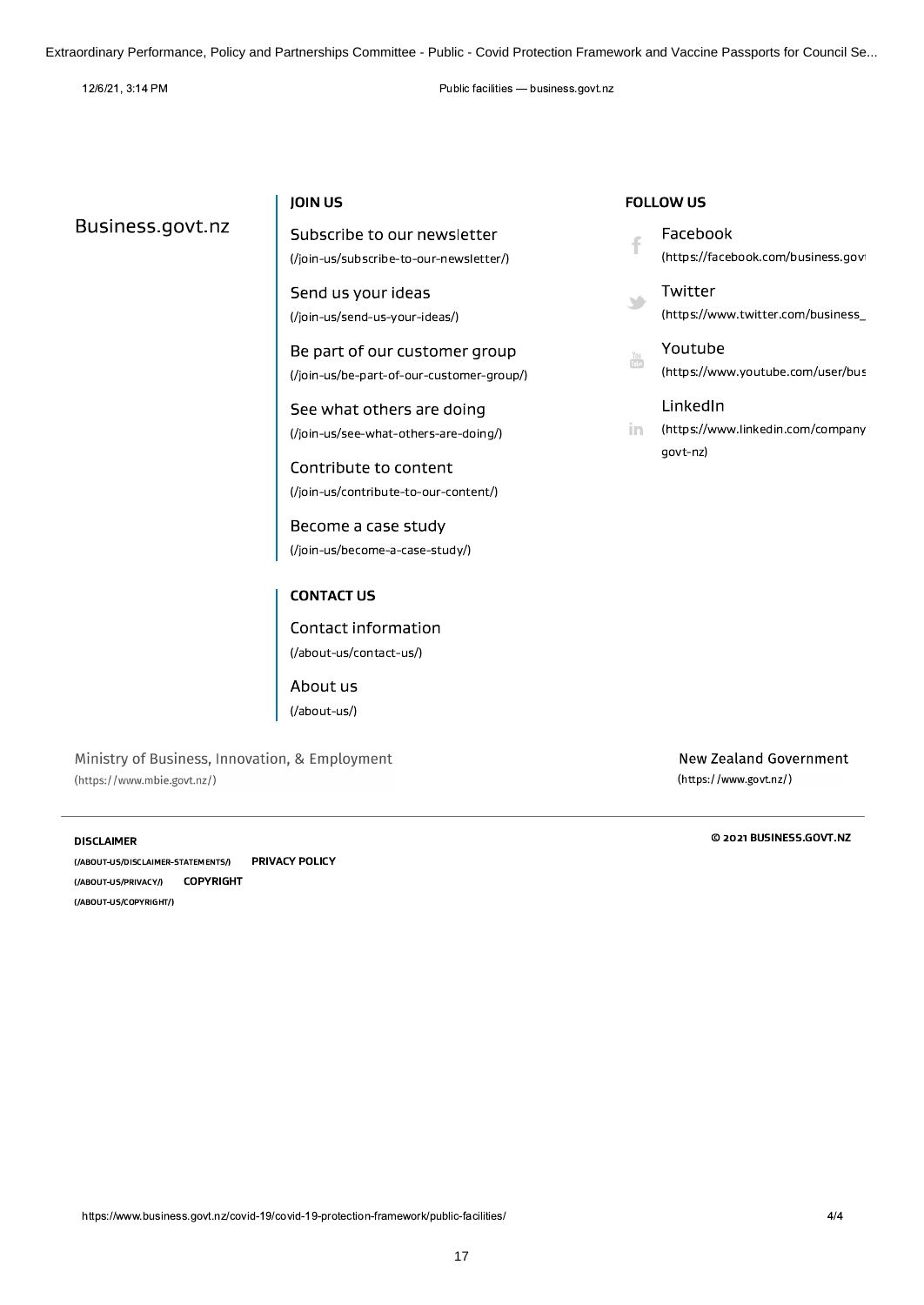Business.govt.nz

**JOIN US**

Subscribe to our newsletter
(/join-us/subscribe-to-our-newsletter/)

Send us your ideas
(/join-us/send-us-your-ideas/)

Be part of our customer group
(/join-us/be-part-of-our-customer-group/)

See what others are doing
(/join-us/see-what-others-are-doing/)

Contribute to content
(/join-us/contribute-to-our-content/)

Become a case study
(/join-us/become-a-case-study/)

**CONTACT US**

Contact information
(/about-us/contact-us/)

About us
(/about-us/)

**FOLLOW US**

Facebook
(https://facebook.com/business.gov

Twitter
(https://www.twitter.com/business_

Youtube
(https://www.youtube.com/user/bus

LinkedIn
(https://www.linkedin.com/company
govt-nz)

Ministry of Business, Innovation, & Employment
(https://www.mbie.govt.nz/)

New Zealand Government
(https://www.govt.nz/)

**DISCLAIMER**
**(/ABOUT-US/DISCLAIMER-STATEMENTS/)** **PRIVACY POLICY**
**(/ABOUT-US/PRIVACY/)** **COPYRIGHT**
**(/ABOUT-US/COPYRIGHT/)**

**© 2021 BUSINESS.GOVT.NZ**